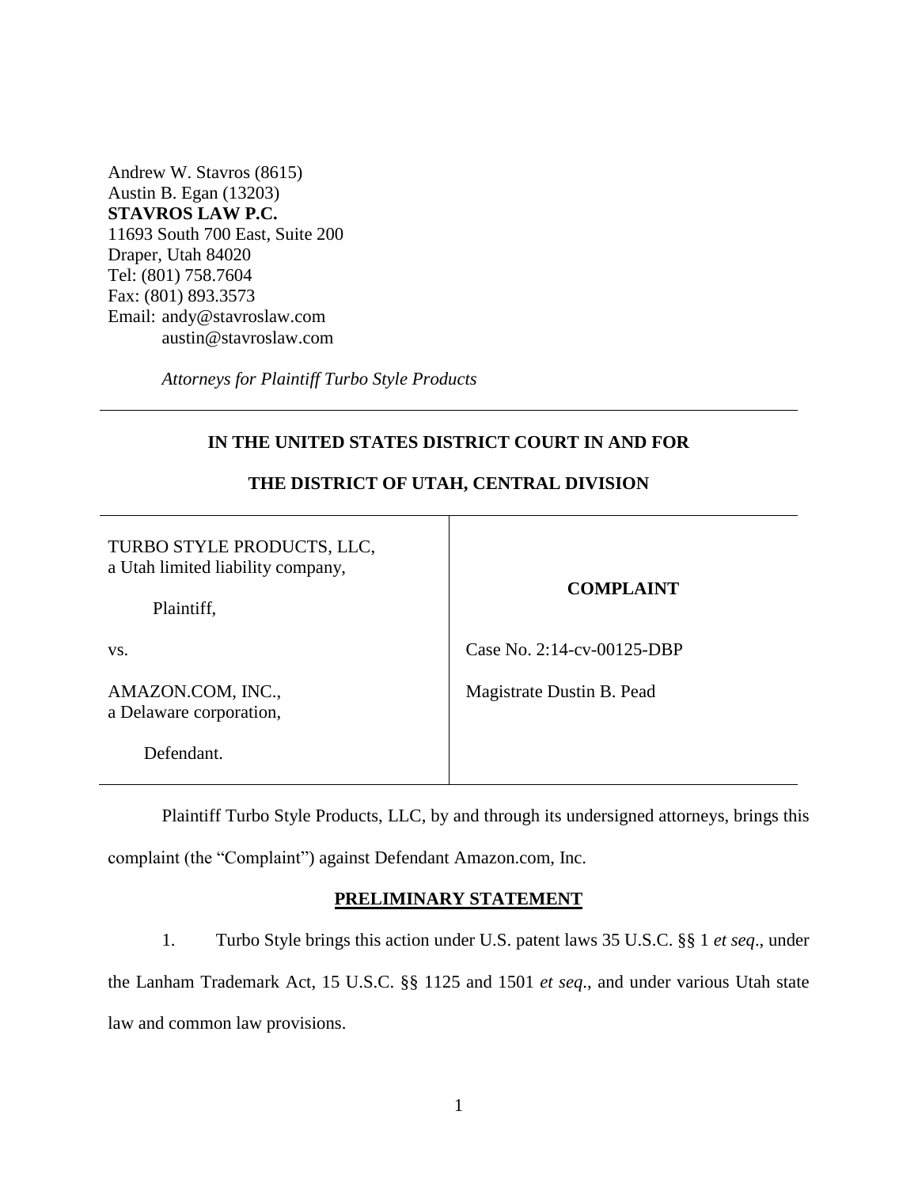Andrew W. Stavros (8615)
Austin B. Egan (13203)
**STAVROS LAW P.C.**
11693 South 700 East, Suite 200
Draper, Utah 84020
Tel: (801) 758.7604
Fax: (801) 893.3573
Email: andy@stavroslaw.com
austin@stavroslaw.com

*Attorneys for Plaintiff Turbo Style Products*

**IN THE UNITED STATES DISTRICT COURT IN AND FOR**

**THE DISTRICT OF UTAH, CENTRAL DIVISION**

| | |
|---|---|
| TURBO STYLE PRODUCTS, LLC, a Utah limited liability company, Plaintiff, | **COMPLAINT** |
| vs. | Case No. 2:14-cv-00125-DBP |
| AMAZON.COM, INC., a Delaware corporation, Defendant. | Magistrate Dustin B. Pead |

Plaintiff Turbo Style Products, LLC, by and through its undersigned attorneys, brings this complaint (the "Complaint") against Defendant Amazon.com, Inc.

## PRELIMINARY STATEMENT

1. Turbo Style brings this action under U.S. patent laws 35 U.S.C. §§ 1 *et seq*., under the Lanham Trademark Act, 15 U.S.C. §§ 1125 and 1501 *et seq*., and under various Utah state law and common law provisions.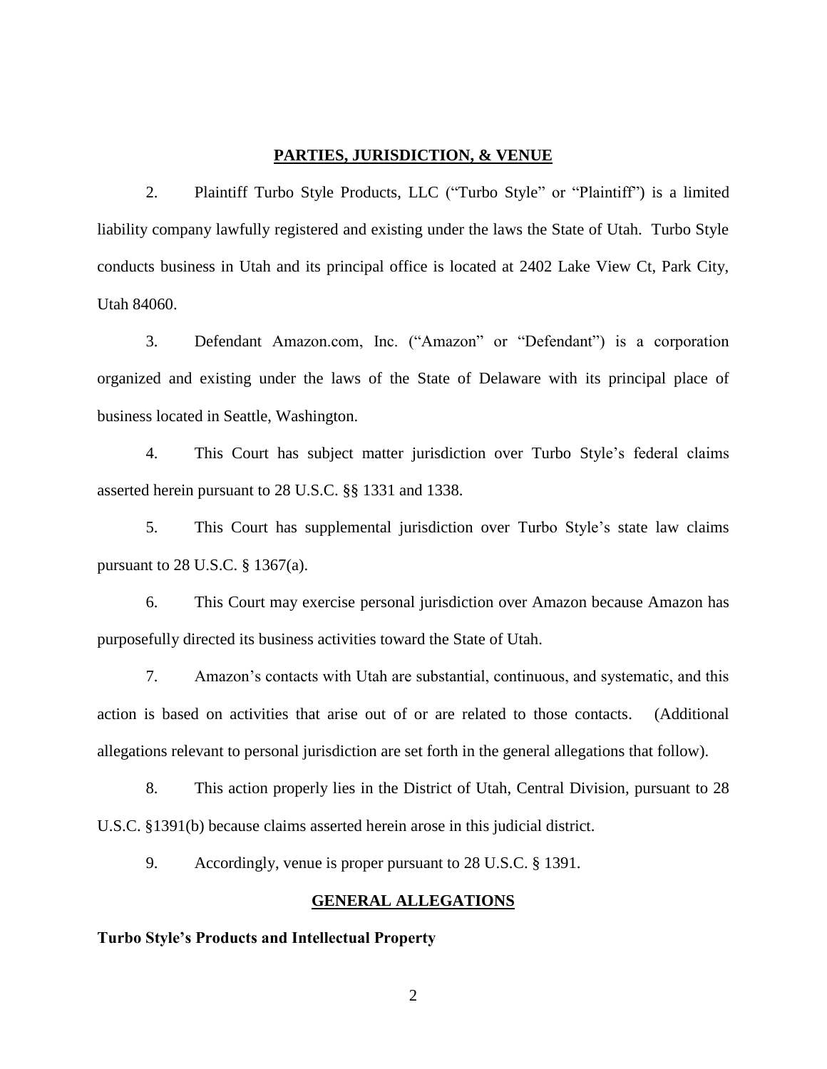## PARTIES, JURISDICTION, & VENUE

2. Plaintiff Turbo Style Products, LLC ("Turbo Style" or "Plaintiff") is a limited liability company lawfully registered and existing under the laws the State of Utah. Turbo Style conducts business in Utah and its principal office is located at 2402 Lake View Ct, Park City, Utah 84060.

3. Defendant Amazon.com, Inc. ("Amazon" or "Defendant") is a corporation organized and existing under the laws of the State of Delaware with its principal place of business located in Seattle, Washington.

4. This Court has subject matter jurisdiction over Turbo Style's federal claims asserted herein pursuant to 28 U.S.C. §§ 1331 and 1338.

5. This Court has supplemental jurisdiction over Turbo Style's state law claims pursuant to 28 U.S.C. § 1367(a).

6. This Court may exercise personal jurisdiction over Amazon because Amazon has purposefully directed its business activities toward the State of Utah.

7. Amazon's contacts with Utah are substantial, continuous, and systematic, and this action is based on activities that arise out of or are related to those contacts. (Additional allegations relevant to personal jurisdiction are set forth in the general allegations that follow).

8. This action properly lies in the District of Utah, Central Division, pursuant to 28 U.S.C. §1391(b) because claims asserted herein arose in this judicial district.

9. Accordingly, venue is proper pursuant to 28 U.S.C. § 1391.

## GENERAL ALLEGATIONS

**Turbo Style's Products and Intellectual Property**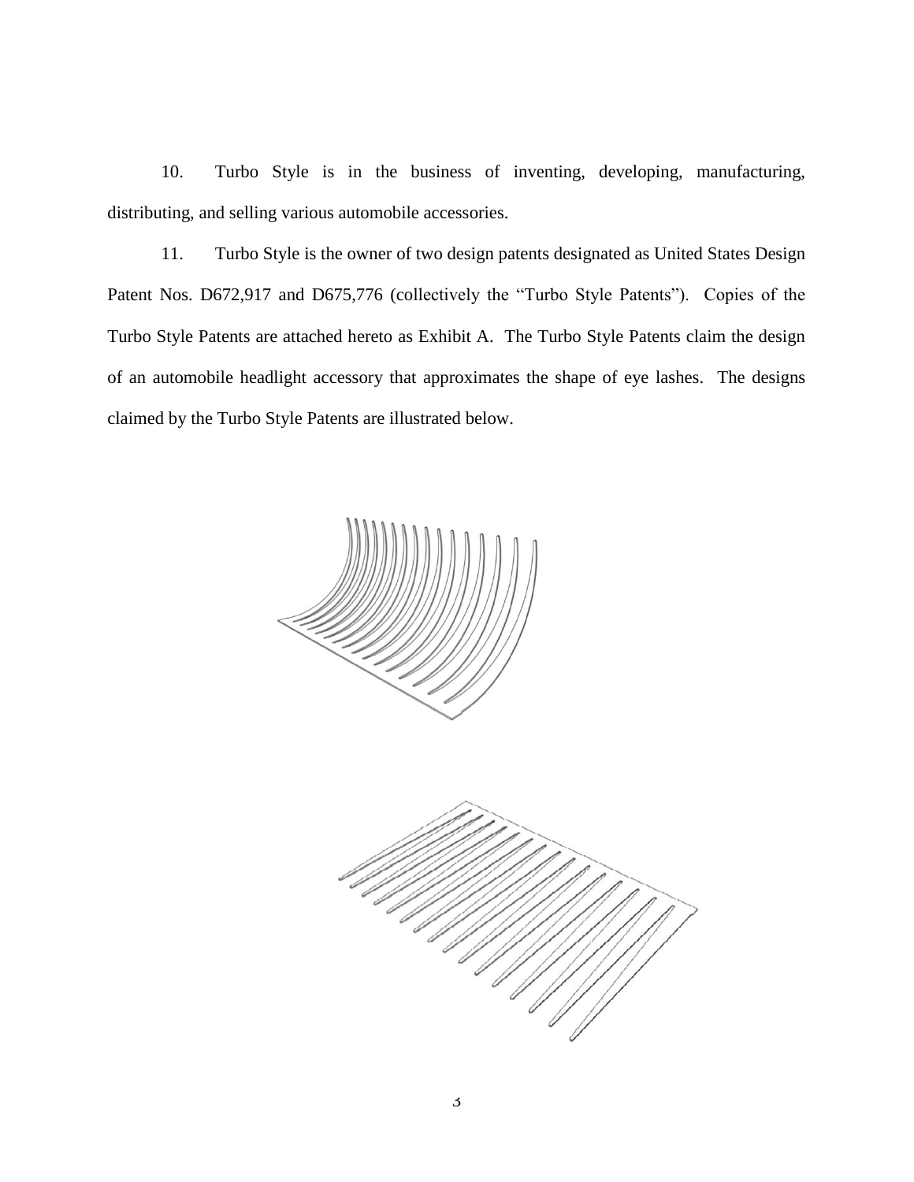10. Turbo Style is in the business of inventing, developing, manufacturing, distributing, and selling various automobile accessories.

11. Turbo Style is the owner of two design patents designated as United States Design Patent Nos. D672,917 and D675,776 (collectively the "Turbo Style Patents"). Copies of the Turbo Style Patents are attached hereto as Exhibit A. The Turbo Style Patents claim the design of an automobile headlight accessory that approximates the shape of eye lashes. The designs claimed by the Turbo Style Patents are illustrated below.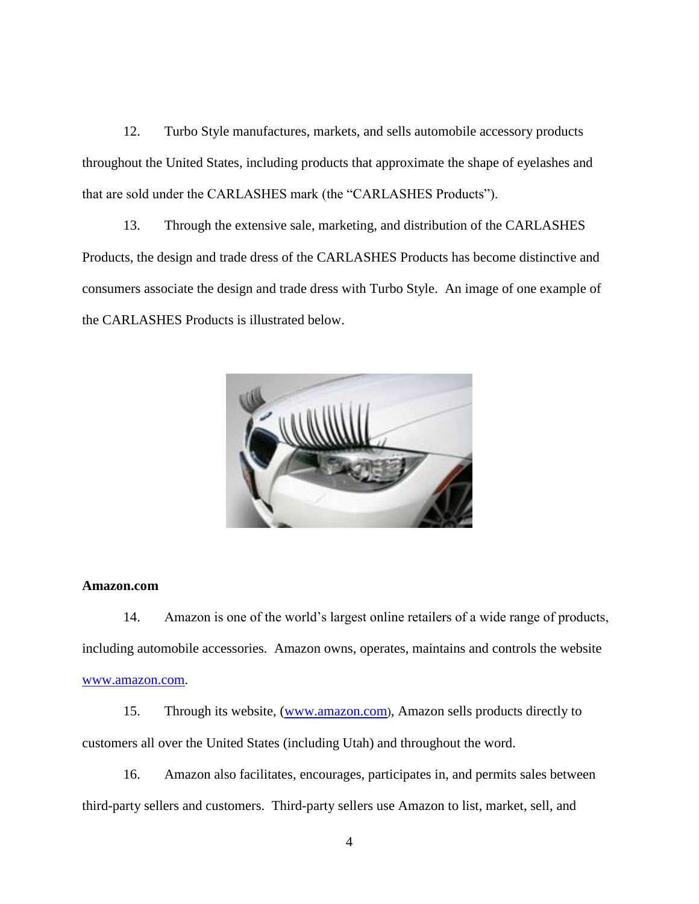12. Turbo Style manufactures, markets, and sells automobile accessory products throughout the United States, including products that approximate the shape of eyelashes and that are sold under the CARLASHES mark (the “CARLASHES Products”).

13. Through the extensive sale, marketing, and distribution of the CARLASHES Products, the design and trade dress of the CARLASHES Products has become distinctive and consumers associate the design and trade dress with Turbo Style. An image of one example of the CARLASHES Products is illustrated below.

**Amazon.com**

14. Amazon is one of the world’s largest online retailers of a wide range of products, including automobile accessories. Amazon owns, operates, maintains and controls the website www.amazon.com.

15. Through its website, (www.amazon.com), Amazon sells products directly to customers all over the United States (including Utah) and throughout the word.

16. Amazon also facilitates, encourages, participates in, and permits sales between third-party sellers and customers. Third-party sellers use Amazon to list, market, sell, and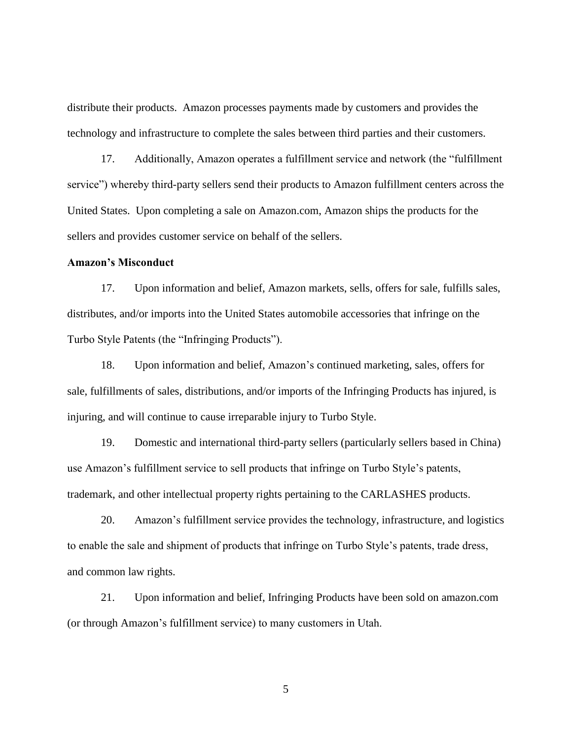distribute their products. Amazon processes payments made by customers and provides the technology and infrastructure to complete the sales between third parties and their customers.

17. Additionally, Amazon operates a fulfillment service and network (the "fulfillment service") whereby third-party sellers send their products to Amazon fulfillment centers across the United States. Upon completing a sale on Amazon.com, Amazon ships the products for the sellers and provides customer service on behalf of the sellers.

**Amazon's Misconduct**

17. Upon information and belief, Amazon markets, sells, offers for sale, fulfills sales, distributes, and/or imports into the United States automobile accessories that infringe on the Turbo Style Patents (the "Infringing Products").

18. Upon information and belief, Amazon's continued marketing, sales, offers for sale, fulfillments of sales, distributions, and/or imports of the Infringing Products has injured, is injuring, and will continue to cause irreparable injury to Turbo Style.

19. Domestic and international third-party sellers (particularly sellers based in China) use Amazon's fulfillment service to sell products that infringe on Turbo Style's patents, trademark, and other intellectual property rights pertaining to the CARLASHES products.

20. Amazon's fulfillment service provides the technology, infrastructure, and logistics to enable the sale and shipment of products that infringe on Turbo Style's patents, trade dress, and common law rights.

21. Upon information and belief, Infringing Products have been sold on amazon.com (or through Amazon's fulfillment service) to many customers in Utah.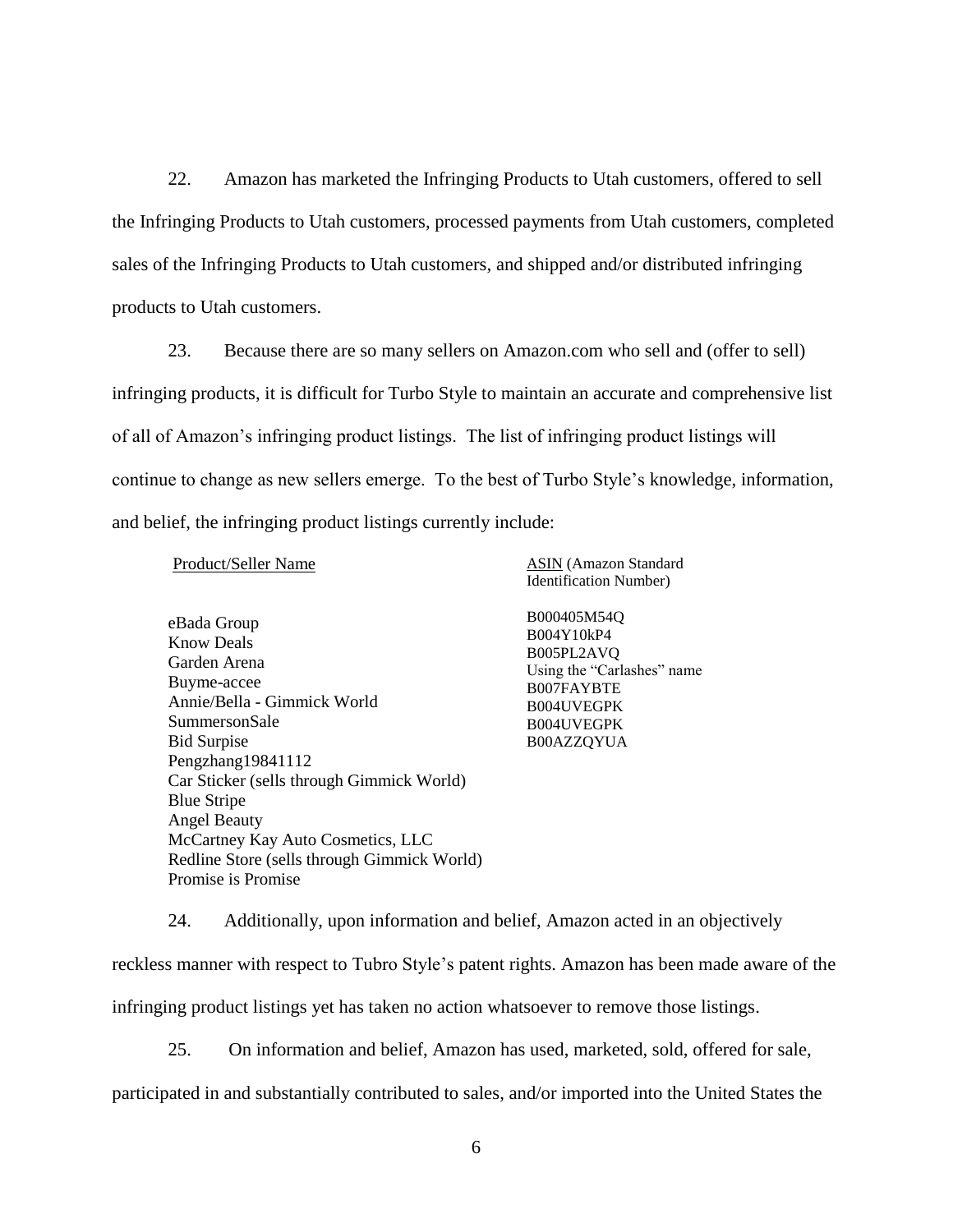22. Amazon has marketed the Infringing Products to Utah customers, offered to sell the Infringing Products to Utah customers, processed payments from Utah customers, completed sales of the Infringing Products to Utah customers, and shipped and/or distributed infringing products to Utah customers.

23. Because there are so many sellers on Amazon.com who sell and (offer to sell) infringing products, it is difficult for Turbo Style to maintain an accurate and comprehensive list of all of Amazon's infringing product listings. The list of infringing product listings will continue to change as new sellers emerge. To the best of Turbo Style's knowledge, information, and belief, the infringing product listings currently include:

| Product/Seller Name | ASIN (Amazon Standard Identification Number) |
|---|---|
| eBada Group | B000405M54Q |
| Know Deals | B004Y10kP4 |
| Garden Arena | B005PL2AVQ |
| Buyme-accee | Using the "Carlashes" name |
| Annie/Bella - Gimmick World | B007FAYBTE |
| SummersonSale | B004UVEGPK |
| Bid Surpise | B004UVEGPK |
| Pengzhang19841112 | B00AZZQYUA |
| Car Sticker (sells through Gimmick World) | |
| Blue Stripe | |
| Angel Beauty | |
| McCartney Kay Auto Cosmetics, LLC | |
| Redline Store (sells through Gimmick World) | |
| Promise is Promise | |

24. Additionally, upon information and belief, Amazon acted in an objectively reckless manner with respect to Tubro Style's patent rights. Amazon has been made aware of the infringing product listings yet has taken no action whatsoever to remove those listings.

25. On information and belief, Amazon has used, marketed, sold, offered for sale, participated in and substantially contributed to sales, and/or imported into the United States the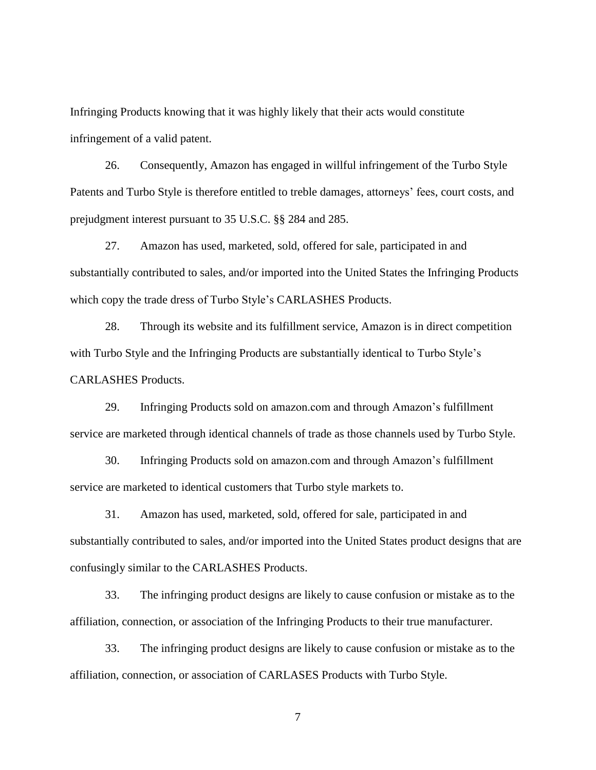Infringing Products knowing that it was highly likely that their acts would constitute infringement of a valid patent.

26. Consequently, Amazon has engaged in willful infringement of the Turbo Style Patents and Turbo Style is therefore entitled to treble damages, attorneys' fees, court costs, and prejudgment interest pursuant to 35 U.S.C. §§ 284 and 285.

27. Amazon has used, marketed, sold, offered for sale, participated in and substantially contributed to sales, and/or imported into the United States the Infringing Products which copy the trade dress of Turbo Style's CARLASHES Products.

28. Through its website and its fulfillment service, Amazon is in direct competition with Turbo Style and the Infringing Products are substantially identical to Turbo Style's CARLASHES Products.

29. Infringing Products sold on amazon.com and through Amazon's fulfillment service are marketed through identical channels of trade as those channels used by Turbo Style.

30. Infringing Products sold on amazon.com and through Amazon's fulfillment service are marketed to identical customers that Turbo style markets to.

31. Amazon has used, marketed, sold, offered for sale, participated in and substantially contributed to sales, and/or imported into the United States product designs that are confusingly similar to the CARLASHES Products.

33. The infringing product designs are likely to cause confusion or mistake as to the affiliation, connection, or association of the Infringing Products to their true manufacturer.

33. The infringing product designs are likely to cause confusion or mistake as to the affiliation, connection, or association of CARLASES Products with Turbo Style.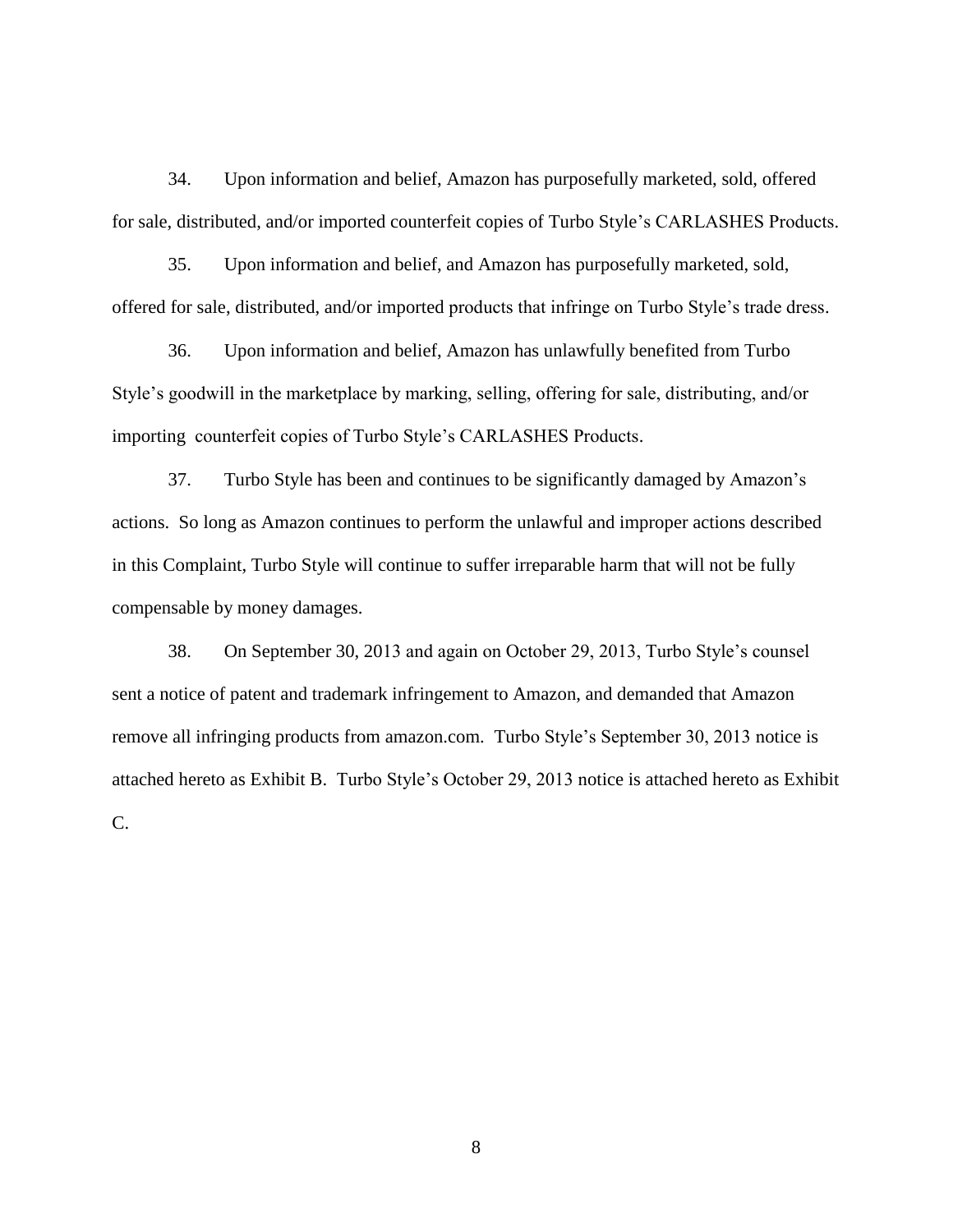34. Upon information and belief, Amazon has purposefully marketed, sold, offered for sale, distributed, and/or imported counterfeit copies of Turbo Style's CARLASHES Products.

35. Upon information and belief, and Amazon has purposefully marketed, sold, offered for sale, distributed, and/or imported products that infringe on Turbo Style's trade dress.

36. Upon information and belief, Amazon has unlawfully benefited from Turbo Style's goodwill in the marketplace by marking, selling, offering for sale, distributing, and/or importing counterfeit copies of Turbo Style's CARLASHES Products.

37. Turbo Style has been and continues to be significantly damaged by Amazon's actions. So long as Amazon continues to perform the unlawful and improper actions described in this Complaint, Turbo Style will continue to suffer irreparable harm that will not be fully compensable by money damages.

38. On September 30, 2013 and again on October 29, 2013, Turbo Style's counsel sent a notice of patent and trademark infringement to Amazon, and demanded that Amazon remove all infringing products from amazon.com. Turbo Style's September 30, 2013 notice is attached hereto as Exhibit B. Turbo Style's October 29, 2013 notice is attached hereto as Exhibit C.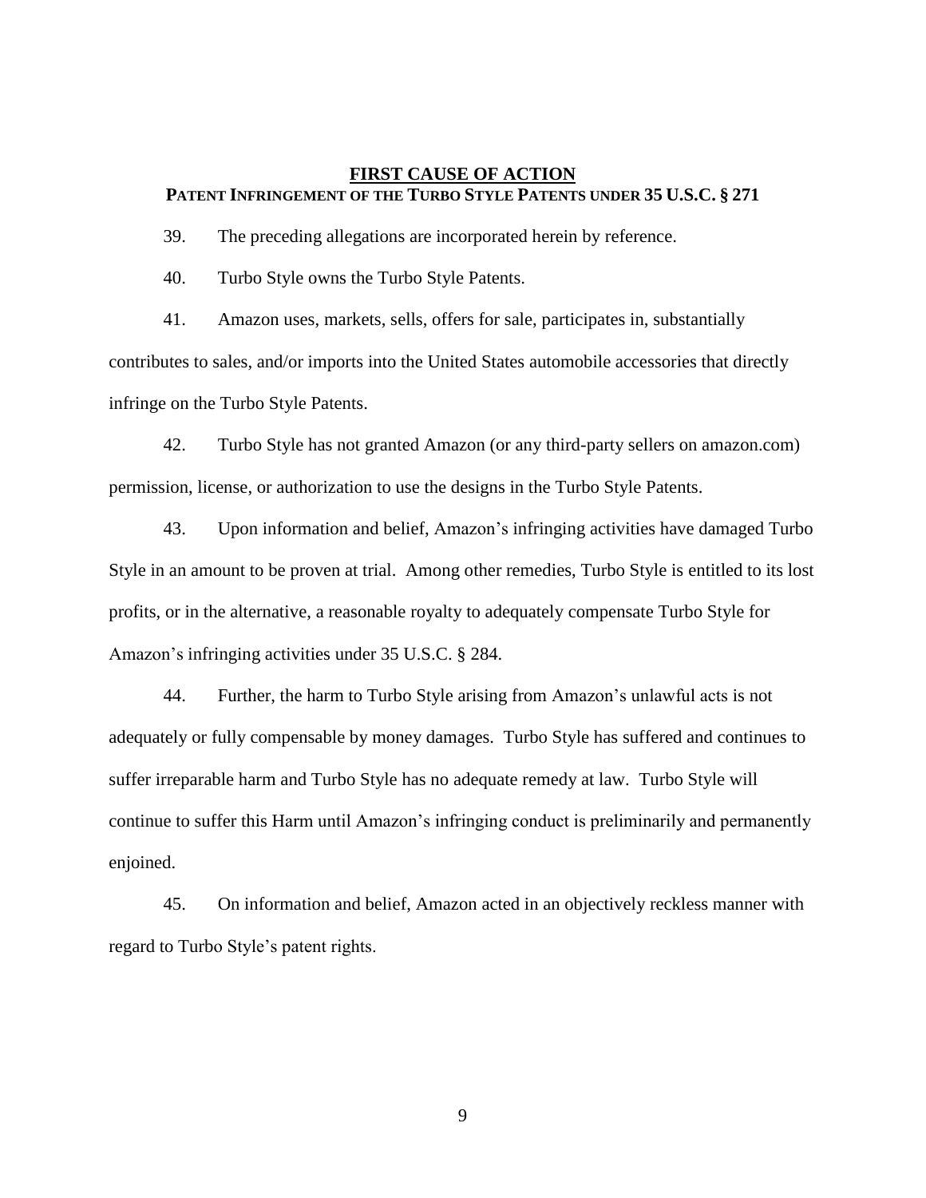## FIRST CAUSE OF ACTION

### PATENT INFRINGEMENT OF THE TURBO STYLE PATENTS UNDER 35 U.S.C. § 271

39. The preceding allegations are incorporated herein by reference.

40. Turbo Style owns the Turbo Style Patents.

41. Amazon uses, markets, sells, offers for sale, participates in, substantially contributes to sales, and/or imports into the United States automobile accessories that directly infringe on the Turbo Style Patents.

42. Turbo Style has not granted Amazon (or any third-party sellers on amazon.com) permission, license, or authorization to use the designs in the Turbo Style Patents.

43. Upon information and belief, Amazon's infringing activities have damaged Turbo Style in an amount to be proven at trial. Among other remedies, Turbo Style is entitled to its lost profits, or in the alternative, a reasonable royalty to adequately compensate Turbo Style for Amazon's infringing activities under 35 U.S.C. § 284.

44. Further, the harm to Turbo Style arising from Amazon's unlawful acts is not adequately or fully compensable by money damages. Turbo Style has suffered and continues to suffer irreparable harm and Turbo Style has no adequate remedy at law. Turbo Style will continue to suffer this Harm until Amazon's infringing conduct is preliminarily and permanently enjoined.

45. On information and belief, Amazon acted in an objectively reckless manner with regard to Turbo Style's patent rights.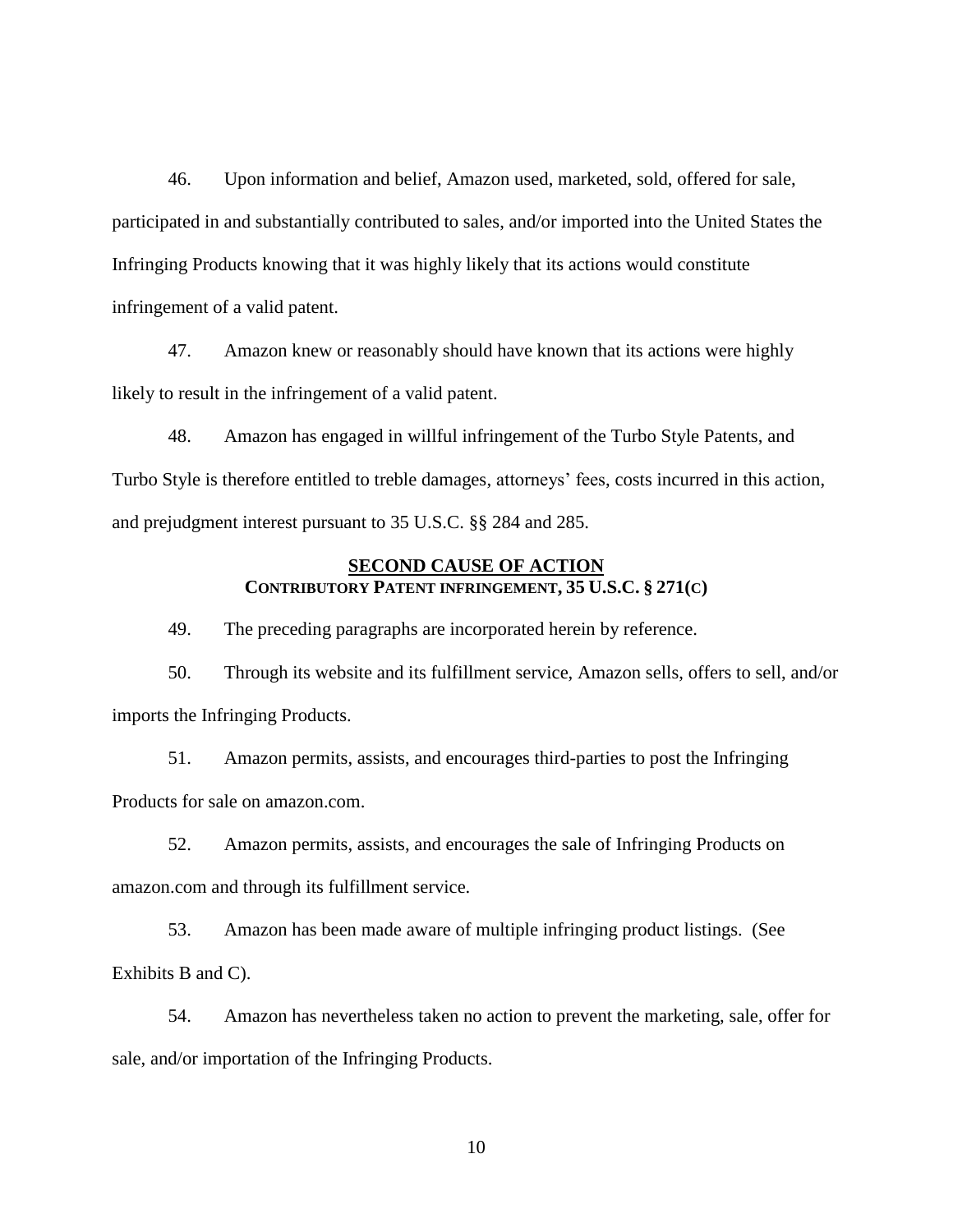46. Upon information and belief, Amazon used, marketed, sold, offered for sale, participated in and substantially contributed to sales, and/or imported into the United States the Infringing Products knowing that it was highly likely that its actions would constitute infringement of a valid patent.

47. Amazon knew or reasonably should have known that its actions were highly likely to result in the infringement of a valid patent.

48. Amazon has engaged in willful infringement of the Turbo Style Patents, and Turbo Style is therefore entitled to treble damages, attorneys' fees, costs incurred in this action, and prejudgment interest pursuant to 35 U.S.C. §§ 284 and 285.

## SECOND CAUSE OF ACTION
### CONTRIBUTORY PATENT INFRINGEMENT, 35 U.S.C. § 271(C)

49. The preceding paragraphs are incorporated herein by reference.

50. Through its website and its fulfillment service, Amazon sells, offers to sell, and/or imports the Infringing Products.

51. Amazon permits, assists, and encourages third-parties to post the Infringing Products for sale on amazon.com.

52. Amazon permits, assists, and encourages the sale of Infringing Products on amazon.com and through its fulfillment service.

53. Amazon has been made aware of multiple infringing product listings. (See Exhibits B and C).

54. Amazon has nevertheless taken no action to prevent the marketing, sale, offer for sale, and/or importation of the Infringing Products.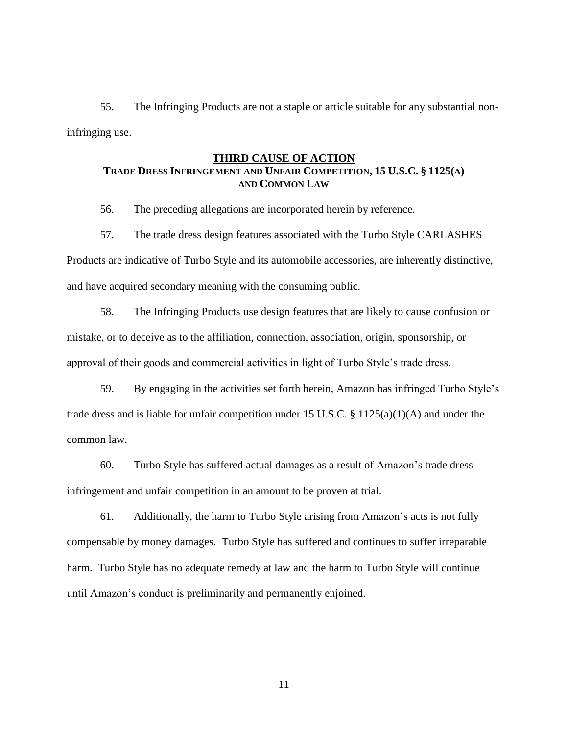55. The Infringing Products are not a staple or article suitable for any substantial non-infringing use.

## THIRD CAUSE OF ACTION
### TRADE DRESS INFRINGEMENT AND UNFAIR COMPETITION, 15 U.S.C. § 1125(A) AND COMMON LAW

56. The preceding allegations are incorporated herein by reference.

57. The trade dress design features associated with the Turbo Style CARLASHES Products are indicative of Turbo Style and its automobile accessories, are inherently distinctive, and have acquired secondary meaning with the consuming public.

58. The Infringing Products use design features that are likely to cause confusion or mistake, or to deceive as to the affiliation, connection, association, origin, sponsorship, or approval of their goods and commercial activities in light of Turbo Style's trade dress.

59. By engaging in the activities set forth herein, Amazon has infringed Turbo Style's trade dress and is liable for unfair competition under 15 U.S.C. § 1125(a)(1)(A) and under the common law.

60. Turbo Style has suffered actual damages as a result of Amazon's trade dress infringement and unfair competition in an amount to be proven at trial.

61. Additionally, the harm to Turbo Style arising from Amazon's acts is not fully compensable by money damages. Turbo Style has suffered and continues to suffer irreparable harm. Turbo Style has no adequate remedy at law and the harm to Turbo Style will continue until Amazon's conduct is preliminarily and permanently enjoined.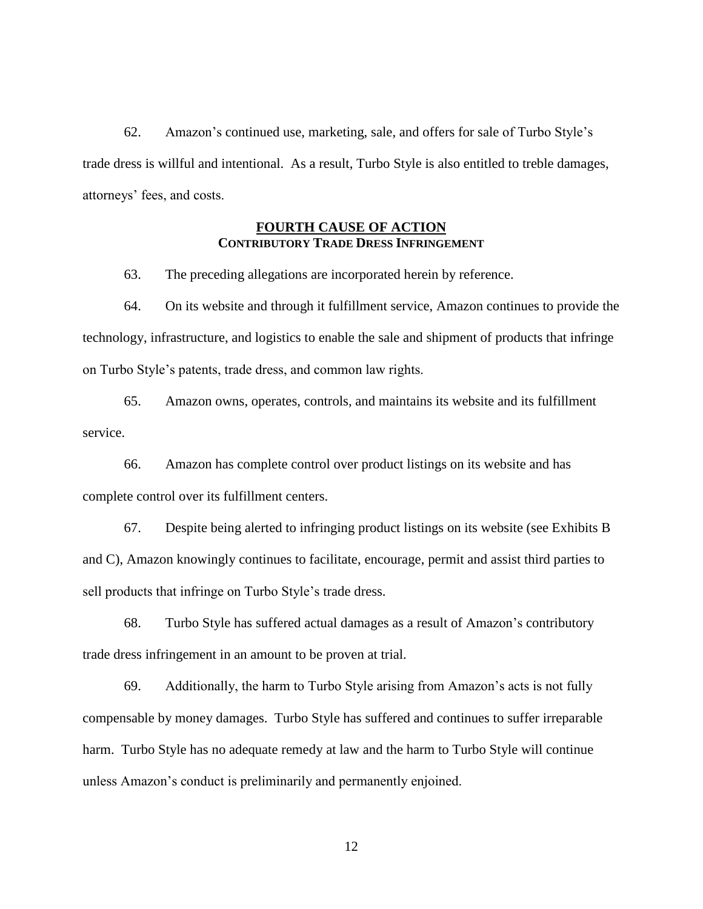62. Amazon's continued use, marketing, sale, and offers for sale of Turbo Style's trade dress is willful and intentional. As a result, Turbo Style is also entitled to treble damages, attorneys' fees, and costs.

## FOURTH CAUSE OF ACTION
### CONTRIBUTORY TRADE DRESS INFRINGEMENT

63. The preceding allegations are incorporated herein by reference.

64. On its website and through it fulfillment service, Amazon continues to provide the technology, infrastructure, and logistics to enable the sale and shipment of products that infringe on Turbo Style's patents, trade dress, and common law rights.

65. Amazon owns, operates, controls, and maintains its website and its fulfillment service.

66. Amazon has complete control over product listings on its website and has complete control over its fulfillment centers.

67. Despite being alerted to infringing product listings on its website (see Exhibits B and C), Amazon knowingly continues to facilitate, encourage, permit and assist third parties to sell products that infringe on Turbo Style's trade dress.

68. Turbo Style has suffered actual damages as a result of Amazon's contributory trade dress infringement in an amount to be proven at trial.

69. Additionally, the harm to Turbo Style arising from Amazon's acts is not fully compensable by money damages. Turbo Style has suffered and continues to suffer irreparable harm. Turbo Style has no adequate remedy at law and the harm to Turbo Style will continue unless Amazon's conduct is preliminarily and permanently enjoined.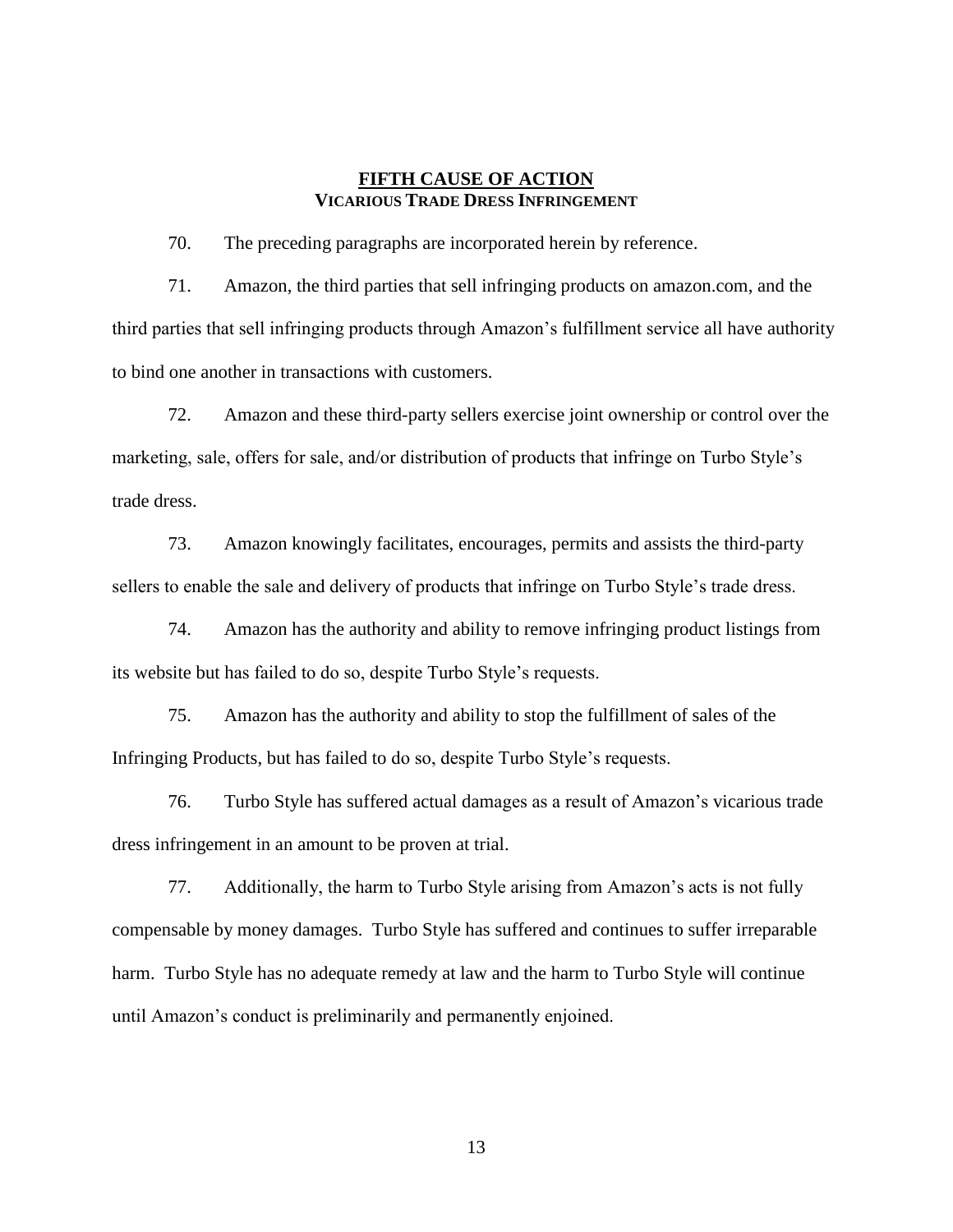## FIFTH CAUSE OF ACTION
### VICARIOUS TRADE DRESS INFRINGEMENT

70. The preceding paragraphs are incorporated herein by reference.

71. Amazon, the third parties that sell infringing products on amazon.com, and the third parties that sell infringing products through Amazon's fulfillment service all have authority to bind one another in transactions with customers.

72. Amazon and these third-party sellers exercise joint ownership or control over the marketing, sale, offers for sale, and/or distribution of products that infringe on Turbo Style's trade dress.

73. Amazon knowingly facilitates, encourages, permits and assists the third-party sellers to enable the sale and delivery of products that infringe on Turbo Style's trade dress.

74. Amazon has the authority and ability to remove infringing product listings from its website but has failed to do so, despite Turbo Style's requests.

75. Amazon has the authority and ability to stop the fulfillment of sales of the Infringing Products, but has failed to do so, despite Turbo Style's requests.

76. Turbo Style has suffered actual damages as a result of Amazon's vicarious trade dress infringement in an amount to be proven at trial.

77. Additionally, the harm to Turbo Style arising from Amazon's acts is not fully compensable by money damages. Turbo Style has suffered and continues to suffer irreparable harm. Turbo Style has no adequate remedy at law and the harm to Turbo Style will continue until Amazon's conduct is preliminarily and permanently enjoined.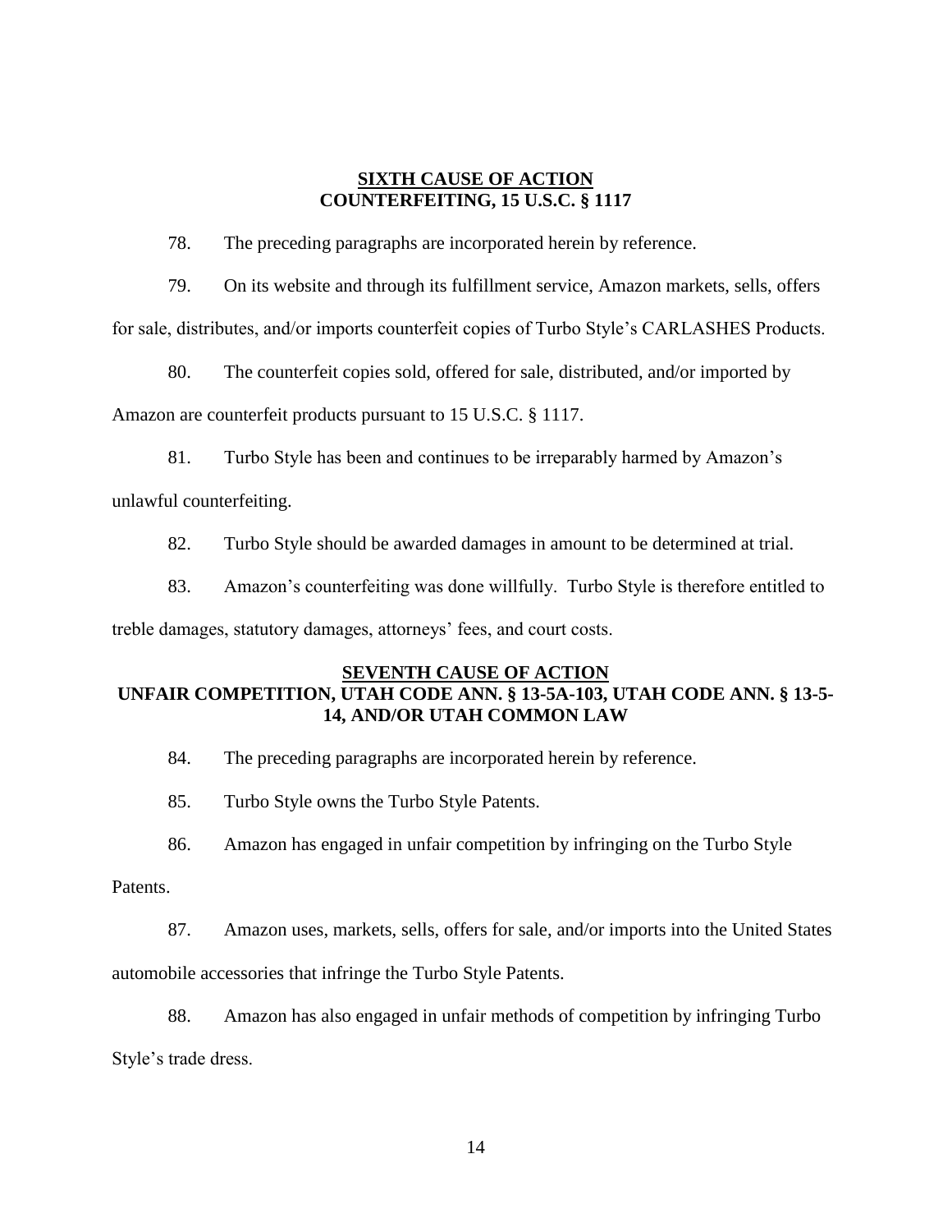## SIXTH CAUSE OF ACTION
## COUNTERFEITING, 15 U.S.C. § 1117

78. The preceding paragraphs are incorporated herein by reference.

79. On its website and through its fulfillment service, Amazon markets, sells, offers for sale, distributes, and/or imports counterfeit copies of Turbo Style's CARLASHES Products.

80. The counterfeit copies sold, offered for sale, distributed, and/or imported by Amazon are counterfeit products pursuant to 15 U.S.C. § 1117.

81. Turbo Style has been and continues to be irreparably harmed by Amazon's unlawful counterfeiting.

82. Turbo Style should be awarded damages in amount to be determined at trial.

83. Amazon's counterfeiting was done willfully. Turbo Style is therefore entitled to treble damages, statutory damages, attorneys' fees, and court costs.

## SEVENTH CAUSE OF ACTION
## UNFAIR COMPETITION, UTAH CODE ANN. § 13-5A-103, UTAH CODE ANN. § 13-5-14, AND/OR UTAH COMMON LAW

84. The preceding paragraphs are incorporated herein by reference.

85. Turbo Style owns the Turbo Style Patents.

86. Amazon has engaged in unfair competition by infringing on the Turbo Style Patents.

87. Amazon uses, markets, sells, offers for sale, and/or imports into the United States automobile accessories that infringe the Turbo Style Patents.

88. Amazon has also engaged in unfair methods of competition by infringing Turbo Style's trade dress.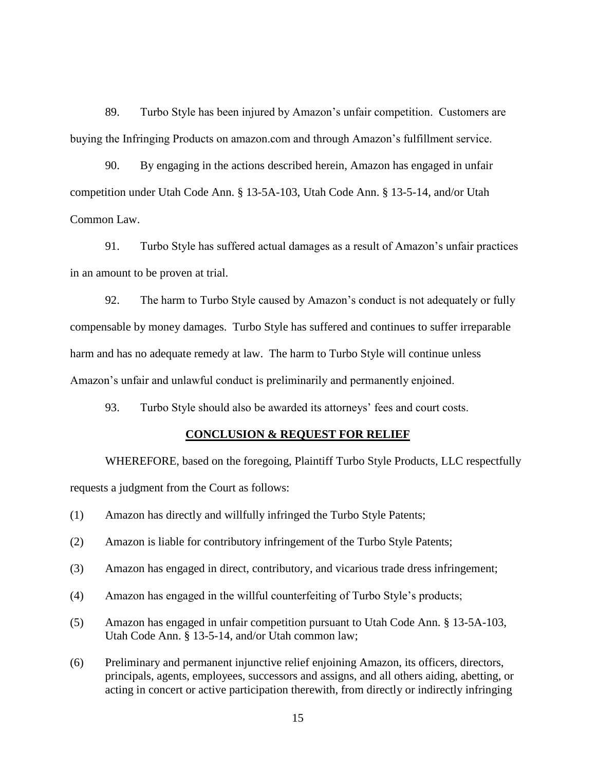89. Turbo Style has been injured by Amazon's unfair competition. Customers are buying the Infringing Products on amazon.com and through Amazon's fulfillment service.

90. By engaging in the actions described herein, Amazon has engaged in unfair competition under Utah Code Ann. § 13-5A-103, Utah Code Ann. § 13-5-14, and/or Utah Common Law.

91. Turbo Style has suffered actual damages as a result of Amazon's unfair practices in an amount to be proven at trial.

92. The harm to Turbo Style caused by Amazon's conduct is not adequately or fully compensable by money damages. Turbo Style has suffered and continues to suffer irreparable harm and has no adequate remedy at law. The harm to Turbo Style will continue unless Amazon's unfair and unlawful conduct is preliminarily and permanently enjoined.

93. Turbo Style should also be awarded its attorneys' fees and court costs.

## CONCLUSION & REQUEST FOR RELIEF

WHEREFORE, based on the foregoing, Plaintiff Turbo Style Products, LLC respectfully requests a judgment from the Court as follows:

(1) Amazon has directly and willfully infringed the Turbo Style Patents;

(2) Amazon is liable for contributory infringement of the Turbo Style Patents;

(3) Amazon has engaged in direct, contributory, and vicarious trade dress infringement;

(4) Amazon has engaged in the willful counterfeiting of Turbo Style's products;

(5) Amazon has engaged in unfair competition pursuant to Utah Code Ann. § 13-5A-103, Utah Code Ann. § 13-5-14, and/or Utah common law;

(6) Preliminary and permanent injunctive relief enjoining Amazon, its officers, directors, principals, agents, employees, successors and assigns, and all others aiding, abetting, or acting in concert or active participation therewith, from directly or indirectly infringing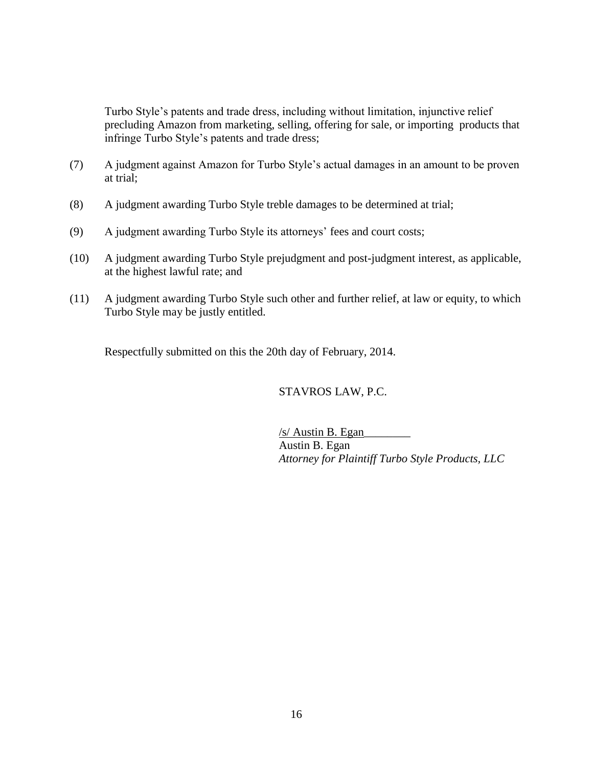Turbo Style's patents and trade dress, including without limitation, injunctive relief precluding Amazon from marketing, selling, offering for sale, or importing products that infringe Turbo Style's patents and trade dress;

(7) A judgment against Amazon for Turbo Style's actual damages in an amount to be proven at trial;

(8) A judgment awarding Turbo Style treble damages to be determined at trial;

(9) A judgment awarding Turbo Style its attorneys' fees and court costs;

(10) A judgment awarding Turbo Style prejudgment and post-judgment interest, as applicable, at the highest lawful rate; and

(11) A judgment awarding Turbo Style such other and further relief, at law or equity, to which Turbo Style may be justly entitled.

Respectfully submitted on this the 20th day of February, 2014.

STAVROS LAW, P.C.

/s/ Austin B. Egan________
Austin B. Egan
*Attorney for Plaintiff Turbo Style Products, LLC*